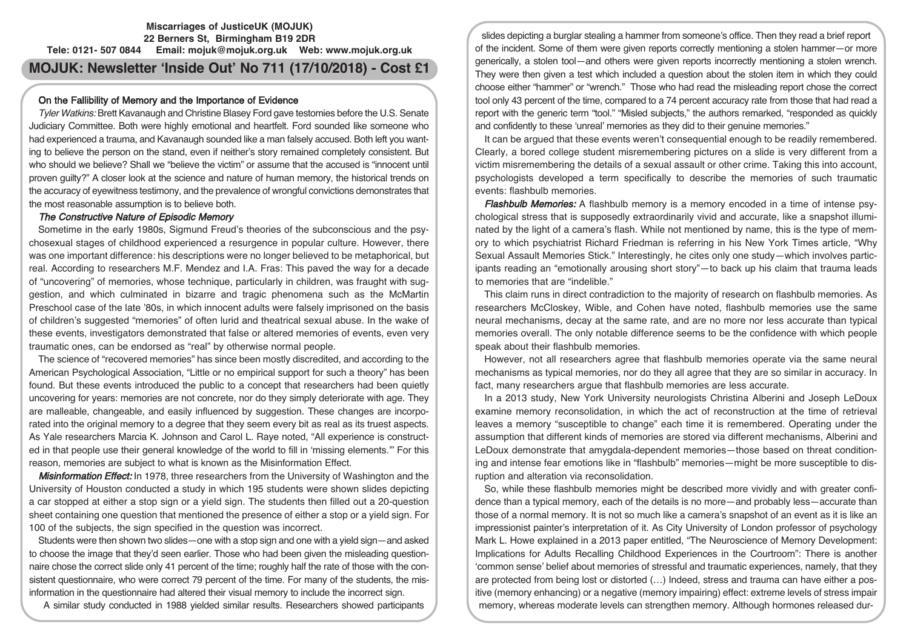**Miscarriages of JusticeUK (MOJUK)**
**22 Berners St, Birmingham B19 2DR**
**Tele: 0121- 507 0844 Email: mojuk@mojuk.org.uk Web: www.mojuk.org.uk**

# MOJUK: Newsletter 'Inside Out' No 711 (17/10/2018) - Cost £1

## On the Fallibility of Memory and the Importance of Evidence

*Tyler Watkins:* Brett Kavanaugh and Christine Blasey Ford gave testomies before the U.S. Senate Judiciary Committee. Both were highly emotional and heartfelt. Ford sounded like someone who had experienced a trauma, and Kavanaugh sounded like a man falsely accused. Both left you wanting to believe the person on the stand, even if neither's story remained completely consistent. But who should we believe? Shall we "believe the victim" or assume that the accused is "innocent until proven guilty?" A closer look at the science and nature of human memory, the historical trends on the accuracy of eyewitness testimony, and the prevalence of wrongful convictions demonstrates that the most reasonable assumption is to believe both.

### *The Constructive Nature of Episodic Memory*

Sometime in the early 1980s, Sigmund Freud's theories of the subconscious and the psychosexual stages of childhood experienced a resurgence in popular culture. However, there was one important difference: his descriptions were no longer believed to be metaphorical, but real. According to researchers M.F. Mendez and I.A. Fras: This paved the way for a decade of "uncovering" of memories, whose technique, particularly in children, was fraught with suggestion, and which culminated in bizarre and tragic phenomena such as the McMartin Preschool case of the late '80s, in which innocent adults were falsely imprisoned on the basis of children's suggested "memories" of often lurid and theatrical sexual abuse. In the wake of these events, investigators demonstrated that false or altered memories of events, even very traumatic ones, can be endorsed as "real" by otherwise normal people.

The science of "recovered memories" has since been mostly discredited, and according to the American Psychological Association, "Little or no empirical support for such a theory" has been found. But these events introduced the public to a concept that researchers had been quietly uncovering for years: memories are not concrete, nor do they simply deteriorate with age. They are malleable, changeable, and easily influenced by suggestion. These changes are incorporated into the original memory to a degree that they seem every bit as real as its truest aspects. As Yale researchers Marcia K. Johnson and Carol L. Raye noted, "All experience is constructed in that people use their general knowledge of the world to fill in 'missing elements.'" For this reason, memories are subject to what is known as the Misinformation Effect.

***Misinformation Effect:*** In 1978, three researchers from the University of Washington and the University of Houston conducted a study in which 195 students were shown slides depicting a car stopped at either a stop sign or a yield sign. The students then filled out a 20-question sheet containing one question that mentioned the presence of either a stop or a yield sign. For 100 of the subjects, the sign specified in the question was incorrect.

Students were then shown two slides—one with a stop sign and one with a yield sign—and asked to choose the image that they'd seen earlier. Those who had been given the misleading questionnaire chose the correct slide only 41 percent of the time; roughly half the rate of those with the consistent questionnaire, who were correct 79 percent of the time. For many of the students, the misinformation in the questionnaire had altered their visual memory to include the incorrect sign.

A similar study conducted in 1988 yielded similar results. Researchers showed participants slides depicting a burglar stealing a hammer from someone's office. Then they read a brief report of the incident. Some of them were given reports correctly mentioning a stolen hammer—or more generically, a stolen tool—and others were given reports incorrectly mentioning a stolen wrench. They were then given a test which included a question about the stolen item in which they could choose either "hammer" or "wrench." Those who had read the misleading report chose the correct tool only 43 percent of the time, compared to a 74 percent accuracy rate from those that had read a report with the generic term "tool." "Misled subjects," the authors remarked, "responded as quickly and confidently to these 'unreal' memories as they did to their genuine memories."

It can be argued that these events weren't consequential enough to be readily remembered. Clearly, a bored college student misremembering pictures on a slide is very different from a victim misremembering the details of a sexual assault or other crime. Taking this into account, psychologists developed a term specifically to describe the memories of such traumatic events: flashbulb memories.

***Flashbulb Memories:*** A flashbulb memory is a memory encoded in a time of intense psychological stress that is supposedly extraordinarily vivid and accurate, like a snapshot illuminated by the light of a camera's flash. While not mentioned by name, this is the type of memory to which psychiatrist Richard Friedman is referring in his New York Times article, "Why Sexual Assault Memories Stick." Interestingly, he cites only one study—which involves participants reading an "emotionally arousing short story"—to back up his claim that trauma leads to memories that are "indelible."

This claim runs in direct contradiction to the majority of research on flashbulb memories. As researchers McCloskey, Wible, and Cohen have noted, flashbulb memories use the same neural mechanisms, decay at the same rate, and are no more nor less accurate than typical memories overall. The only notable difference seems to be the confidence with which people speak about their flashbulb memories.

However, not all researchers agree that flashbulb memories operate via the same neural mechanisms as typical memories, nor do they all agree that they are so similar in accuracy. In fact, many researchers argue that flashbulb memories are less accurate.

In a 2013 study, New York University neurologists Christina Alberini and Joseph LeDoux examine memory reconsolidation, in which the act of reconstruction at the time of retrieval leaves a memory "susceptible to change" each time it is remembered. Operating under the assumption that different kinds of memories are stored via different mechanisms, Alberini and LeDoux demonstrate that amygdala-dependent memories—those based on threat conditioning and intense fear emotions like in "flashbulb" memories—might be more susceptible to disruption and alteration via reconsolidation.

So, while these flashbulb memories might be described more vividly and with greater confidence than a typical memory, each of the details is no more—and probably less—accurate than those of a normal memory. It is not so much like a camera's snapshot of an event as it is like an impressionist painter's interpretation of it. As City University of London professor of psychology Mark L. Howe explained in a 2013 paper entitled, "The Neuroscience of Memory Development: Implications for Adults Recalling Childhood Experiences in the Courtroom": There is another 'common sense' belief about memories of stressful and traumatic experiences, namely, that they are protected from being lost or distorted (…) Indeed, stress and trauma can have either a positive (memory enhancing) or a negative (memory impairing) effect: extreme levels of stress impair memory, whereas moderate levels can strengthen memory. Although hormones released dur-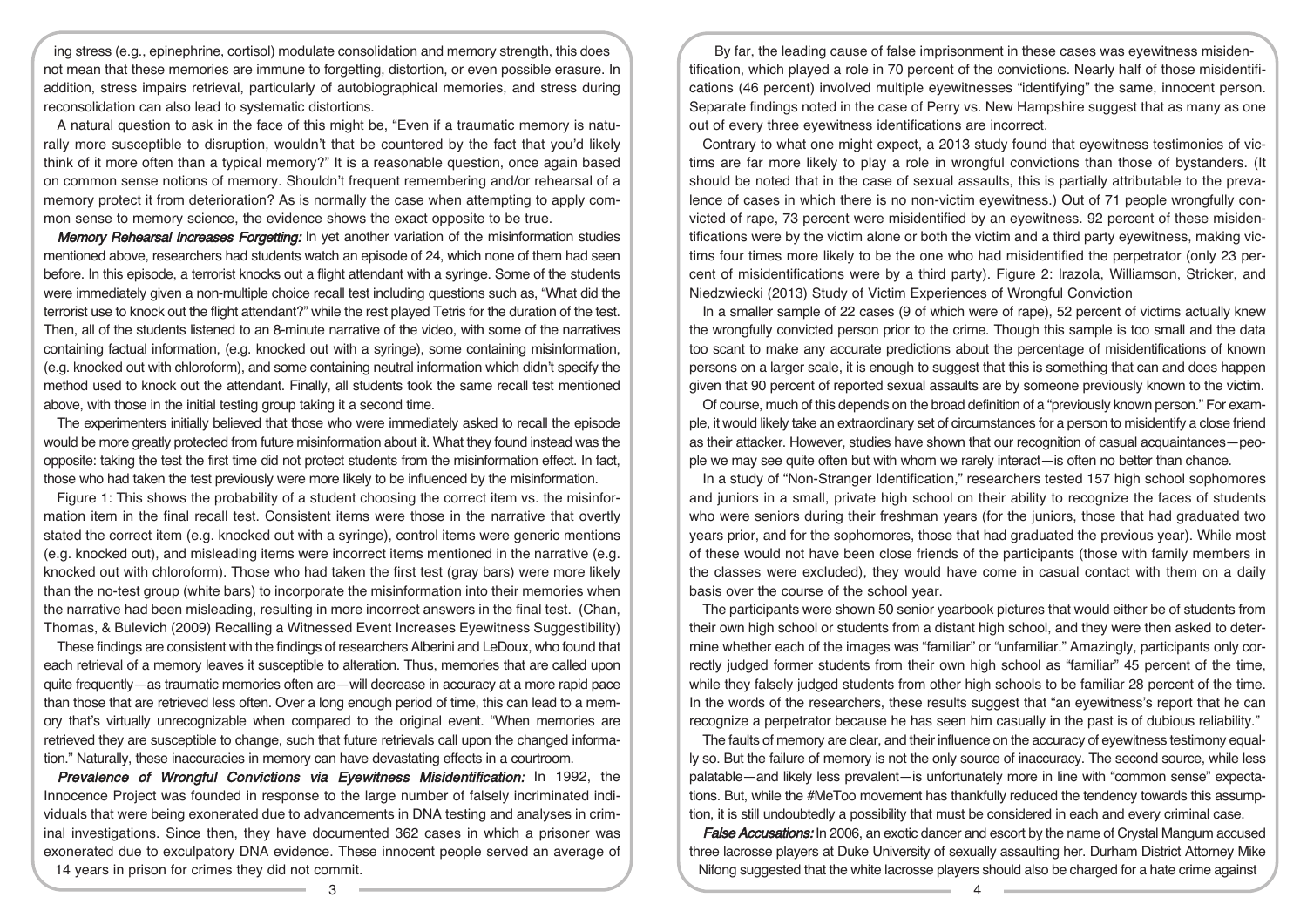ing stress (e.g., epinephrine, cortisol) modulate consolidation and memory strength, this does not mean that these memories are immune to forgetting, distortion, or even possible erasure. In addition, stress impairs retrieval, particularly of autobiographical memories, and stress during reconsolidation can also lead to systematic distortions.

A natural question to ask in the face of this might be, "Even if a traumatic memory is naturally more susceptible to disruption, wouldn't that be countered by the fact that you'd likely think of it more often than a typical memory?" It is a reasonable question, once again based on common sense notions of memory. Shouldn't frequent remembering and/or rehearsal of a memory protect it from deterioration? As is normally the case when attempting to apply common sense to memory science, the evidence shows the exact opposite to be true.

***Memory Rehearsal Increases Forgetting:*** In yet another variation of the misinformation studies mentioned above, researchers had students watch an episode of 24, which none of them had seen before. In this episode, a terrorist knocks out a flight attendant with a syringe. Some of the students were immediately given a non-multiple choice recall test including questions such as, "What did the terrorist use to knock out the flight attendant?" while the rest played Tetris for the duration of the test. Then, all of the students listened to an 8-minute narrative of the video, with some of the narratives containing factual information, (e.g. knocked out with a syringe), some containing misinformation, (e.g. knocked out with chloroform), and some containing neutral information which didn't specify the method used to knock out the attendant. Finally, all students took the same recall test mentioned above, with those in the initial testing group taking it a second time.

The experimenters initially believed that those who were immediately asked to recall the episode would be more greatly protected from future misinformation about it. What they found instead was the opposite: taking the test the first time did not protect students from the misinformation effect. In fact, those who had taken the test previously were more likely to be influenced by the misinformation.

Figure 1: This shows the probability of a student choosing the correct item vs. the misinformation item in the final recall test. Consistent items were those in the narrative that overtly stated the correct item (e.g. knocked out with a syringe), control items were generic mentions (e.g. knocked out), and misleading items were incorrect items mentioned in the narrative (e.g. knocked out with chloroform). Those who had taken the first test (gray bars) were more likely than the no-test group (white bars) to incorporate the misinformation into their memories when the narrative had been misleading, resulting in more incorrect answers in the final test. (Chan, Thomas, & Bulevich (2009) Recalling a Witnessed Event Increases Eyewitness Suggestibility)

These findings are consistent with the findings of researchers Alberini and LeDoux, who found that each retrieval of a memory leaves it susceptible to alteration. Thus, memories that are called upon quite frequently—as traumatic memories often are—will decrease in accuracy at a more rapid pace than those that are retrieved less often. Over a long enough period of time, this can lead to a memory that's virtually unrecognizable when compared to the original event. "When memories are retrieved they are susceptible to change, such that future retrievals call upon the changed information." Naturally, these inaccuracies in memory can have devastating effects in a courtroom.

***Prevalence of Wrongful Convictions via Eyewitness Misidentification:*** In 1992, the Innocence Project was founded in response to the large number of falsely incriminated individuals that were being exonerated due to advancements in DNA testing and analyses in criminal investigations. Since then, they have documented 362 cases in which a prisoner was exonerated due to exculpatory DNA evidence. These innocent people served an average of 14 years in prison for crimes they did not commit.

By far, the leading cause of false imprisonment in these cases was eyewitness misidentification, which played a role in 70 percent of the convictions. Nearly half of those misidentifications (46 percent) involved multiple eyewitnesses "identifying" the same, innocent person. Separate findings noted in the case of Perry vs. New Hampshire suggest that as many as one out of every three eyewitness identifications are incorrect.

Contrary to what one might expect, a 2013 study found that eyewitness testimonies of victims are far more likely to play a role in wrongful convictions than those of bystanders. (It should be noted that in the case of sexual assaults, this is partially attributable to the prevalence of cases in which there is no non-victim eyewitness.) Out of 71 people wrongfully convicted of rape, 73 percent were misidentified by an eyewitness. 92 percent of these misidentifications were by the victim alone or both the victim and a third party eyewitness, making victims four times more likely to be the one who had misidentified the perpetrator (only 23 percent of misidentifications were by a third party). Figure 2: Irazola, Williamson, Stricker, and Niedzwiecki (2013) Study of Victim Experiences of Wrongful Conviction

In a smaller sample of 22 cases (9 of which were of rape), 52 percent of victims actually knew the wrongfully convicted person prior to the crime. Though this sample is too small and the data too scant to make any accurate predictions about the percentage of misidentifications of known persons on a larger scale, it is enough to suggest that this is something that can and does happen given that 90 percent of reported sexual assaults are by someone previously known to the victim.

Of course, much of this depends on the broad definition of a "previously known person." For example, it would likely take an extraordinary set of circumstances for a person to misidentify a close friend as their attacker. However, studies have shown that our recognition of casual acquaintances—people we may see quite often but with whom we rarely interact—is often no better than chance.

In a study of "Non-Stranger Identification," researchers tested 157 high school sophomores and juniors in a small, private high school on their ability to recognize the faces of students who were seniors during their freshman years (for the juniors, those that had graduated two years prior, and for the sophomores, those that had graduated the previous year). While most of these would not have been close friends of the participants (those with family members in the classes were excluded), they would have come in casual contact with them on a daily basis over the course of the school year.

The participants were shown 50 senior yearbook pictures that would either be of students from their own high school or students from a distant high school, and they were then asked to determine whether each of the images was "familiar" or "unfamiliar." Amazingly, participants only correctly judged former students from their own high school as "familiar" 45 percent of the time, while they falsely judged students from other high schools to be familiar 28 percent of the time. In the words of the researchers, these results suggest that "an eyewitness's report that he can recognize a perpetrator because he has seen him casually in the past is of dubious reliability."

The faults of memory are clear, and their influence on the accuracy of eyewitness testimony equally so. But the failure of memory is not the only source of inaccuracy. The second source, while less palatable—and likely less prevalent—is unfortunately more in line with "common sense" expectations. But, while the #MeToo movement has thankfully reduced the tendency towards this assumption, it is still undoubtedly a possibility that must be considered in each and every criminal case.

***False Accusations:*** In 2006, an exotic dancer and escort by the name of Crystal Mangum accused three lacrosse players at Duke University of sexually assaulting her. Durham District Attorney Mike Nifong suggested that the white lacrosse players should also be charged for a hate crime against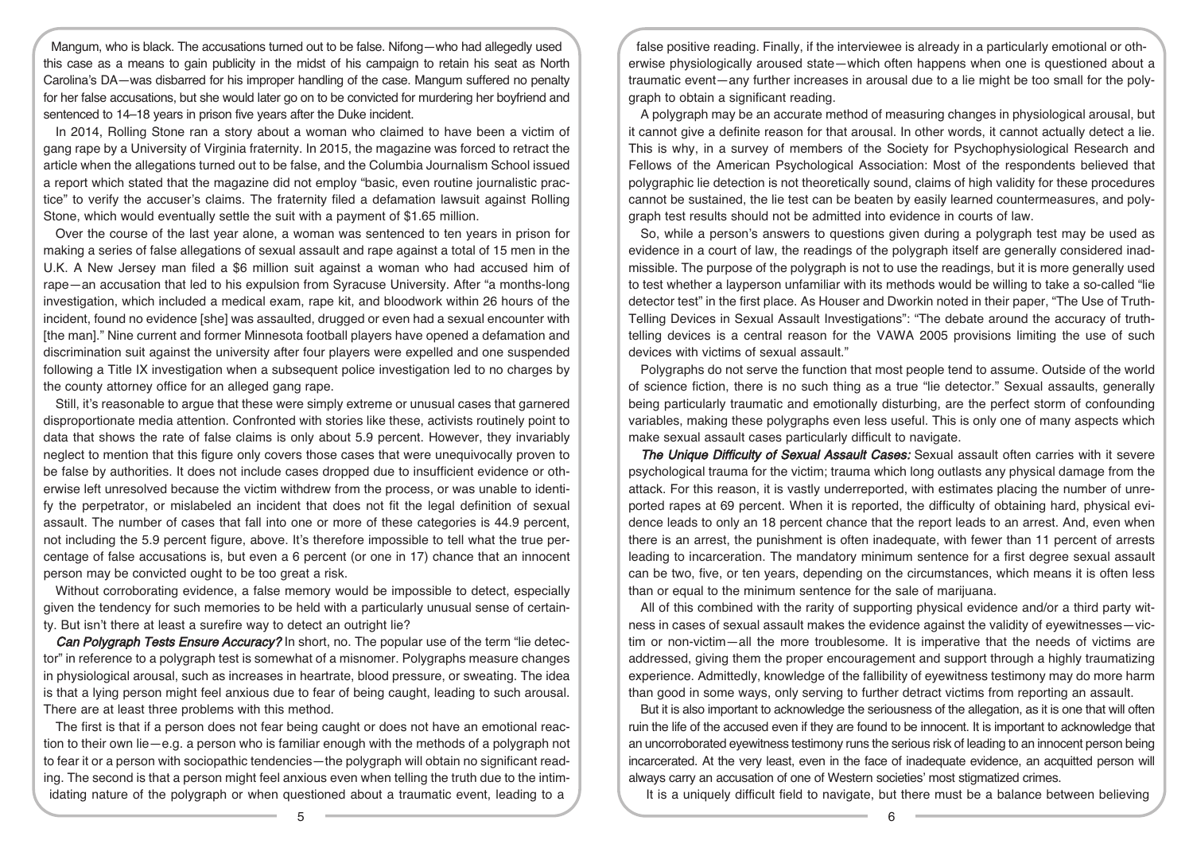Mangum, who is black. The accusations turned out to be false. Nifong—who had allegedly used this case as a means to gain publicity in the midst of his campaign to retain his seat as North Carolina's DA—was disbarred for his improper handling of the case. Mangum suffered no penalty for her false accusations, but she would later go on to be convicted for murdering her boyfriend and sentenced to 14–18 years in prison five years after the Duke incident.

In 2014, Rolling Stone ran a story about a woman who claimed to have been a victim of gang rape by a University of Virginia fraternity. In 2015, the magazine was forced to retract the article when the allegations turned out to be false, and the Columbia Journalism School issued a report which stated that the magazine did not employ "basic, even routine journalistic practice" to verify the accuser's claims. The fraternity filed a defamation lawsuit against Rolling Stone, which would eventually settle the suit with a payment of $1.65 million.

Over the course of the last year alone, a woman was sentenced to ten years in prison for making a series of false allegations of sexual assault and rape against a total of 15 men in the U.K. A New Jersey man filed a $6 million suit against a woman who had accused him of rape—an accusation that led to his expulsion from Syracuse University. After "a months-long investigation, which included a medical exam, rape kit, and bloodwork within 26 hours of the incident, found no evidence [she] was assaulted, drugged or even had a sexual encounter with [the man]." Nine current and former Minnesota football players have opened a defamation and discrimination suit against the university after four players were expelled and one suspended following a Title IX investigation when a subsequent police investigation led to no charges by the county attorney office for an alleged gang rape.

Still, it's reasonable to argue that these were simply extreme or unusual cases that garnered disproportionate media attention. Confronted with stories like these, activists routinely point to data that shows the rate of false claims is only about 5.9 percent. However, they invariably neglect to mention that this figure only covers those cases that were unequivocally proven to be false by authorities. It does not include cases dropped due to insufficient evidence or otherwise left unresolved because the victim withdrew from the process, or was unable to identify the perpetrator, or mislabeled an incident that does not fit the legal definition of sexual assault. The number of cases that fall into one or more of these categories is 44.9 percent, not including the 5.9 percent figure, above. It's therefore impossible to tell what the true percentage of false accusations is, but even a 6 percent (or one in 17) chance that an innocent person may be convicted ought to be too great a risk.

Without corroborating evidence, a false memory would be impossible to detect, especially given the tendency for such memories to be held with a particularly unusual sense of certainty. But isn't there at least a surefire way to detect an outright lie?

***Can Polygraph Tests Ensure Accuracy?*** In short, no. The popular use of the term "lie detector" in reference to a polygraph test is somewhat of a misnomer. Polygraphs measure changes in physiological arousal, such as increases in heartrate, blood pressure, or sweating. The idea is that a lying person might feel anxious due to fear of being caught, leading to such arousal. There are at least three problems with this method.

The first is that if a person does not fear being caught or does not have an emotional reaction to their own lie—e.g. a person who is familiar enough with the methods of a polygraph not to fear it or a person with sociopathic tendencies—the polygraph will obtain no significant reading. The second is that a person might feel anxious even when telling the truth due to the intimidating nature of the polygraph or when questioned about a traumatic event, leading to a false positive reading. Finally, if the interviewee is already in a particularly emotional or otherwise physiologically aroused state—which often happens when one is questioned about a traumatic event—any further increases in arousal due to a lie might be too small for the polygraph to obtain a significant reading.

A polygraph may be an accurate method of measuring changes in physiological arousal, but it cannot give a definite reason for that arousal. In other words, it cannot actually detect a lie. This is why, in a survey of members of the Society for Psychophysiological Research and Fellows of the American Psychological Association: Most of the respondents believed that polygraphic lie detection is not theoretically sound, claims of high validity for these procedures cannot be sustained, the lie test can be beaten by easily learned countermeasures, and polygraph test results should not be admitted into evidence in courts of law.

So, while a person's answers to questions given during a polygraph test may be used as evidence in a court of law, the readings of the polygraph itself are generally considered inadmissible. The purpose of the polygraph is not to use the readings, but it is more generally used to test whether a layperson unfamiliar with its methods would be willing to take a so-called "lie detector test" in the first place. As Houser and Dworkin noted in their paper, "The Use of Truth-Telling Devices in Sexual Assault Investigations": "The debate around the accuracy of truth-telling devices is a central reason for the VAWA 2005 provisions limiting the use of such devices with victims of sexual assault."

Polygraphs do not serve the function that most people tend to assume. Outside of the world of science fiction, there is no such thing as a true "lie detector." Sexual assaults, generally being particularly traumatic and emotionally disturbing, are the perfect storm of confounding variables, making these polygraphs even less useful. This is only one of many aspects which make sexual assault cases particularly difficult to navigate.

***The Unique Difficulty of Sexual Assault Cases:*** Sexual assault often carries with it severe psychological trauma for the victim; trauma which long outlasts any physical damage from the attack. For this reason, it is vastly underreported, with estimates placing the number of unreported rapes at 69 percent. When it is reported, the difficulty of obtaining hard, physical evidence leads to only an 18 percent chance that the report leads to an arrest. And, even when there is an arrest, the punishment is often inadequate, with fewer than 11 percent of arrests leading to incarceration. The mandatory minimum sentence for a first degree sexual assault can be two, five, or ten years, depending on the circumstances, which means it is often less than or equal to the minimum sentence for the sale of marijuana.

All of this combined with the rarity of supporting physical evidence and/or a third party witness in cases of sexual assault makes the evidence against the validity of eyewitnesses—victim or non-victim—all the more troublesome. It is imperative that the needs of victims are addressed, giving them the proper encouragement and support through a highly traumatizing experience. Admittedly, knowledge of the fallibility of eyewitness testimony may do more harm than good in some ways, only serving to further detract victims from reporting an assault.

But it is also important to acknowledge the seriousness of the allegation, as it is one that will often ruin the life of the accused even if they are found to be innocent. It is important to acknowledge that an uncorroborated eyewitness testimony runs the serious risk of leading to an innocent person being incarcerated. At the very least, even in the face of inadequate evidence, an acquitted person will always carry an accusation of one of Western societies' most stigmatized crimes.

It is a uniquely difficult field to navigate, but there must be a balance between believing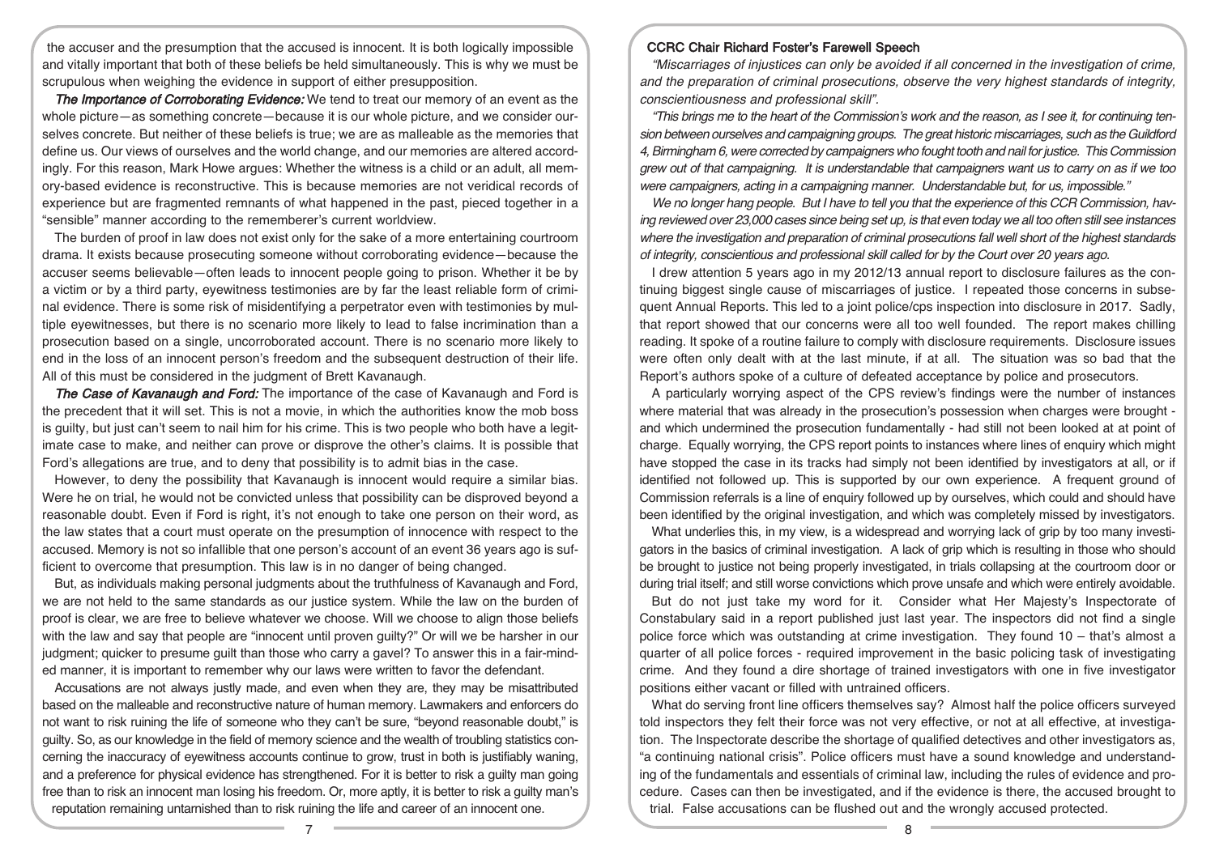the accuser and the presumption that the accused is innocent. It is both logically impossible and vitally important that both of these beliefs be held simultaneously. This is why we must be scrupulous when weighing the evidence in support of either presupposition.

***The Importance of Corroborating Evidence:*** We tend to treat our memory of an event as the whole picture—as something concrete—because it is our whole picture, and we consider ourselves concrete. But neither of these beliefs is true; we are as malleable as the memories that define us. Our views of ourselves and the world change, and our memories are altered accordingly. For this reason, Mark Howe argues: Whether the witness is a child or an adult, all memory-based evidence is reconstructive. This is because memories are not veridical records of experience but are fragmented remnants of what happened in the past, pieced together in a "sensible" manner according to the rememberer's current worldview.

The burden of proof in law does not exist only for the sake of a more entertaining courtroom drama. It exists because prosecuting someone without corroborating evidence—because the accuser seems believable—often leads to innocent people going to prison. Whether it be by a victim or by a third party, eyewitness testimonies are by far the least reliable form of criminal evidence. There is some risk of misidentifying a perpetrator even with testimonies by multiple eyewitnesses, but there is no scenario more likely to lead to false incrimination than a prosecution based on a single, uncorroborated account. There is no scenario more likely to end in the loss of an innocent person's freedom and the subsequent destruction of their life. All of this must be considered in the judgment of Brett Kavanaugh.

***The Case of Kavanaugh and Ford:*** The importance of the case of Kavanaugh and Ford is the precedent that it will set. This is not a movie, in which the authorities know the mob boss is guilty, but just can't seem to nail him for his crime. This is two people who both have a legitimate case to make, and neither can prove or disprove the other's claims. It is possible that Ford's allegations are true, and to deny that possibility is to admit bias in the case.

However, to deny the possibility that Kavanaugh is innocent would require a similar bias. Were he on trial, he would not be convicted unless that possibility can be disproved beyond a reasonable doubt. Even if Ford is right, it's not enough to take one person on their word, as the law states that a court must operate on the presumption of innocence with respect to the accused. Memory is not so infallible that one person's account of an event 36 years ago is sufficient to overcome that presumption. This law is in no danger of being changed.

But, as individuals making personal judgments about the truthfulness of Kavanaugh and Ford, we are not held to the same standards as our justice system. While the law on the burden of proof is clear, we are free to believe whatever we choose. Will we choose to align those beliefs with the law and say that people are "innocent until proven guilty?" Or will we be harsher in our judgment; quicker to presume guilt than those who carry a gavel? To answer this in a fair-minded manner, it is important to remember why our laws were written to favor the defendant.

Accusations are not always justly made, and even when they are, they may be misattributed based on the malleable and reconstructive nature of human memory. Lawmakers and enforcers do not want to risk ruining the life of someone who they can't be sure, "beyond reasonable doubt," is guilty. So, as our knowledge in the field of memory science and the wealth of troubling statistics concerning the inaccuracy of eyewitness accounts continue to grow, trust in both is justifiably waning, and a preference for physical evidence has strengthened. For it is better to risk a guilty man going free than to risk an innocent man losing his freedom. Or, more aptly, it is better to risk a guilty man's reputation remaining untarnished than to risk ruining the life and career of an innocent one.

### CCRC Chair Richard Foster's Farewell Speech

*"Miscarriages of injustices can only be avoided if all concerned in the investigation of crime, and the preparation of criminal prosecutions, observe the very highest standards of integrity, conscientiousness and professional skill".*

*"This brings me to the heart of the Commission's work and the reason, as I see it, for continuing tension between ourselves and campaigning groups. The great historic miscarriages, such as the Guildford 4, Birmingham 6, were corrected by campaigners who fought tooth and nail for justice. This Commission grew out of that campaigning. It is understandable that campaigners want us to carry on as if we too were campaigners, acting in a campaigning manner. Understandable but, for us, impossible."*

*We no longer hang people. But I have to tell you that the experience of this CCR Commission, having reviewed over 23,000 cases since being set up, is that even today we all too often still see instances where the investigation and preparation of criminal prosecutions fall well short of the highest standards of integrity, conscientious and professional skill called for by the Court over 20 years ago.*

I drew attention 5 years ago in my 2012/13 annual report to disclosure failures as the continuing biggest single cause of miscarriages of justice. I repeated those concerns in subsequent Annual Reports. This led to a joint police/cps inspection into disclosure in 2017. Sadly, that report showed that our concerns were all too well founded. The report makes chilling reading. It spoke of a routine failure to comply with disclosure requirements. Disclosure issues were often only dealt with at the last minute, if at all. The situation was so bad that the Report's authors spoke of a culture of defeated acceptance by police and prosecutors.

A particularly worrying aspect of the CPS review's findings were the number of instances where material that was already in the prosecution's possession when charges were brought - and which undermined the prosecution fundamentally - had still not been looked at at point of charge. Equally worrying, the CPS report points to instances where lines of enquiry which might have stopped the case in its tracks had simply not been identified by investigators at all, or if identified not followed up. This is supported by our own experience. A frequent ground of Commission referrals is a line of enquiry followed up by ourselves, which could and should have been identified by the original investigation, and which was completely missed by investigators.

What underlies this, in my view, is a widespread and worrying lack of grip by too many investigators in the basics of criminal investigation. A lack of grip which is resulting in those who should be brought to justice not being properly investigated, in trials collapsing at the courtroom door or during trial itself; and still worse convictions which prove unsafe and which were entirely avoidable.

But do not just take my word for it. Consider what Her Majesty's Inspectorate of Constabulary said in a report published just last year. The inspectors did not find a single police force which was outstanding at crime investigation. They found 10 – that's almost a quarter of all police forces - required improvement in the basic policing task of investigating crime. And they found a dire shortage of trained investigators with one in five investigator positions either vacant or filled with untrained officers.

What do serving front line officers themselves say? Almost half the police officers surveyed told inspectors they felt their force was not very effective, or not at all effective, at investigation. The Inspectorate describe the shortage of qualified detectives and other investigators as, "a continuing national crisis". Police officers must have a sound knowledge and understanding of the fundamentals and essentials of criminal law, including the rules of evidence and procedure. Cases can then be investigated, and if the evidence is there, the accused brought to trial. False accusations can be flushed out and the wrongly accused protected.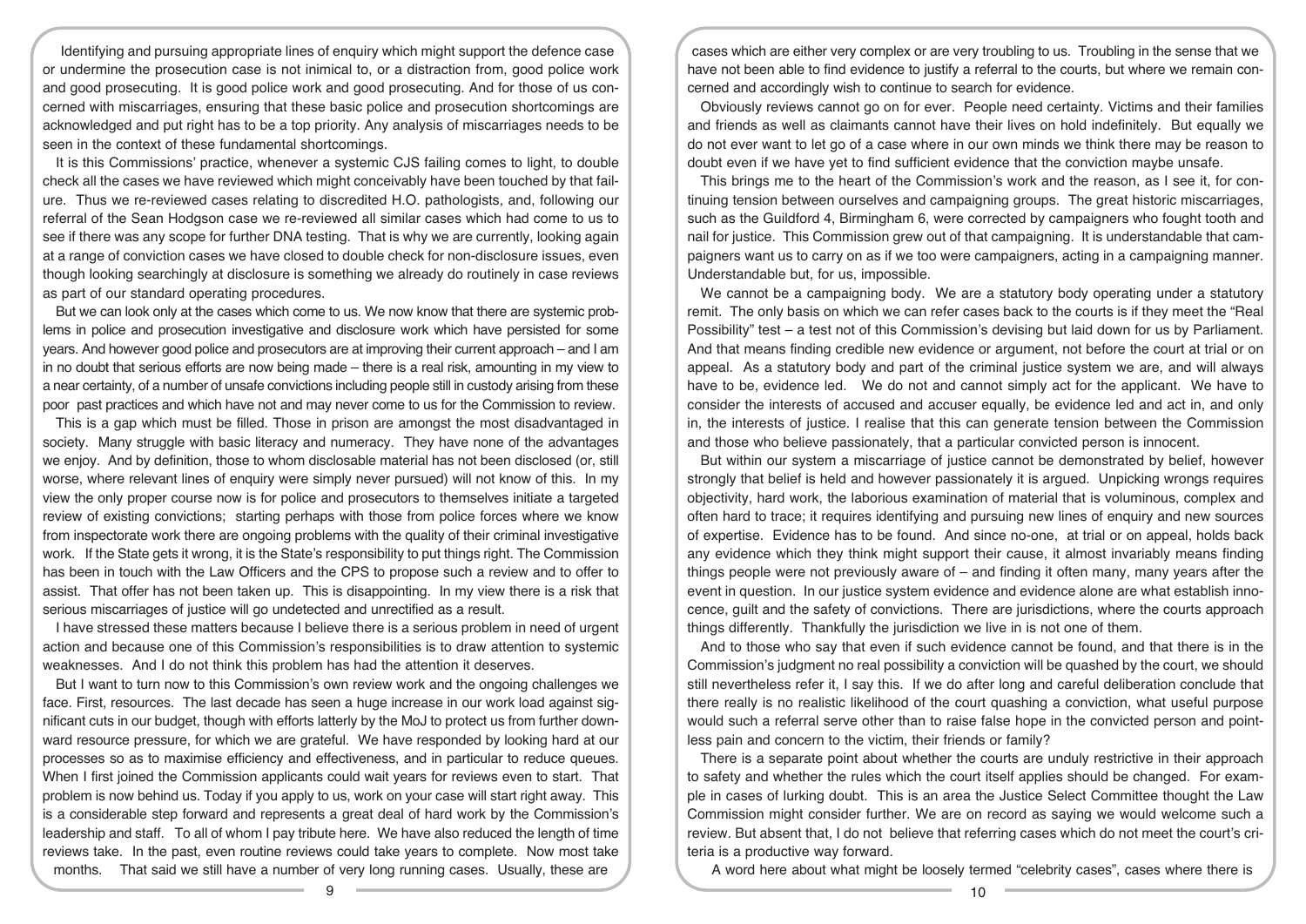Identifying and pursuing appropriate lines of enquiry which might support the defence case or undermine the prosecution case is not inimical to, or a distraction from, good police work and good prosecuting. It is good police work and good prosecuting. And for those of us concerned with miscarriages, ensuring that these basic police and prosecution shortcomings are acknowledged and put right has to be a top priority. Any analysis of miscarriages needs to be seen in the context of these fundamental shortcomings.

It is this Commissions' practice, whenever a systemic CJS failing comes to light, to double check all the cases we have reviewed which might conceivably have been touched by that failure. Thus we re-reviewed cases relating to discredited H.O. pathologists, and, following our referral of the Sean Hodgson case we re-reviewed all similar cases which had come to us to see if there was any scope for further DNA testing. That is why we are currently, looking again at a range of conviction cases we have closed to double check for non-disclosure issues, even though looking searchingly at disclosure is something we already do routinely in case reviews as part of our standard operating procedures.

But we can look only at the cases which come to us. We now know that there are systemic problems in police and prosecution investigative and disclosure work which have persisted for some years. And however good police and prosecutors are at improving their current approach – and I am in no doubt that serious efforts are now being made – there is a real risk, amounting in my view to a near certainty, of a number of unsafe convictions including people still in custody arising from these poor past practices and which have not and may never come to us for the Commission to review.

This is a gap which must be filled. Those in prison are amongst the most disadvantaged in society. Many struggle with basic literacy and numeracy. They have none of the advantages we enjoy. And by definition, those to whom disclosable material has not been disclosed (or, still worse, where relevant lines of enquiry were simply never pursued) will not know of this. In my view the only proper course now is for police and prosecutors to themselves initiate a targeted review of existing convictions; starting perhaps with those from police forces where we know from inspectorate work there are ongoing problems with the quality of their criminal investigative work. If the State gets it wrong, it is the State's responsibility to put things right. The Commission has been in touch with the Law Officers and the CPS to propose such a review and to offer to assist. That offer has not been taken up. This is disappointing. In my view there is a risk that serious miscarriages of justice will go undetected and unrectified as a result.

I have stressed these matters because I believe there is a serious problem in need of urgent action and because one of this Commission's responsibilities is to draw attention to systemic weaknesses. And I do not think this problem has had the attention it deserves.

But I want to turn now to this Commission's own review work and the ongoing challenges we face. First, resources. The last decade has seen a huge increase in our work load against significant cuts in our budget, though with efforts latterly by the MoJ to protect us from further downward resource pressure, for which we are grateful. We have responded by looking hard at our processes so as to maximise efficiency and effectiveness, and in particular to reduce queues. When I first joined the Commission applicants could wait years for reviews even to start. That problem is now behind us. Today if you apply to us, work on your case will start right away. This is a considerable step forward and represents a great deal of hard work by the Commission's leadership and staff. To all of whom I pay tribute here. We have also reduced the length of time reviews take. In the past, even routine reviews could take years to complete. Now most take months. That said we still have a number of very long running cases. Usually, these are cases which are either very complex or are very troubling to us. Troubling in the sense that we have not been able to find evidence to justify a referral to the courts, but where we remain concerned and accordingly wish to continue to search for evidence.

Obviously reviews cannot go on for ever. People need certainty. Victims and their families and friends as well as claimants cannot have their lives on hold indefinitely. But equally we do not ever want to let go of a case where in our own minds we think there may be reason to doubt even if we have yet to find sufficient evidence that the conviction maybe unsafe.

This brings me to the heart of the Commission's work and the reason, as I see it, for continuing tension between ourselves and campaigning groups. The great historic miscarriages, such as the Guildford 4, Birmingham 6, were corrected by campaigners who fought tooth and nail for justice. This Commission grew out of that campaigning. It is understandable that campaigners want us to carry on as if we too were campaigners, acting in a campaigning manner. Understandable but, for us, impossible.

We cannot be a campaigning body. We are a statutory body operating under a statutory remit. The only basis on which we can refer cases back to the courts is if they meet the "Real Possibility" test – a test not of this Commission's devising but laid down for us by Parliament. And that means finding credible new evidence or argument, not before the court at trial or on appeal. As a statutory body and part of the criminal justice system we are, and will always have to be, evidence led. We do not and cannot simply act for the applicant. We have to consider the interests of accused and accuser equally, be evidence led and act in, and only in, the interests of justice. I realise that this can generate tension between the Commission and those who believe passionately, that a particular convicted person is innocent.

But within our system a miscarriage of justice cannot be demonstrated by belief, however strongly that belief is held and however passionately it is argued. Unpicking wrongs requires objectivity, hard work, the laborious examination of material that is voluminous, complex and often hard to trace; it requires identifying and pursuing new lines of enquiry and new sources of expertise. Evidence has to be found. And since no-one, at trial or on appeal, holds back any evidence which they think might support their cause, it almost invariably means finding things people were not previously aware of – and finding it often many, many years after the event in question. In our justice system evidence and evidence alone are what establish innocence, guilt and the safety of convictions. There are jurisdictions, where the courts approach things differently. Thankfully the jurisdiction we live in is not one of them.

And to those who say that even if such evidence cannot be found, and that there is in the Commission's judgment no real possibility a conviction will be quashed by the court, we should still nevertheless refer it, I say this. If we do after long and careful deliberation conclude that there really is no realistic likelihood of the court quashing a conviction, what useful purpose would such a referral serve other than to raise false hope in the convicted person and pointless pain and concern to the victim, their friends or family?

There is a separate point about whether the courts are unduly restrictive in their approach to safety and whether the rules which the court itself applies should be changed. For example in cases of lurking doubt. This is an area the Justice Select Committee thought the Law Commission might consider further. We are on record as saying we would welcome such a review. But absent that, I do not believe that referring cases which do not meet the court's criteria is a productive way forward.

A word here about what might be loosely termed "celebrity cases", cases where there is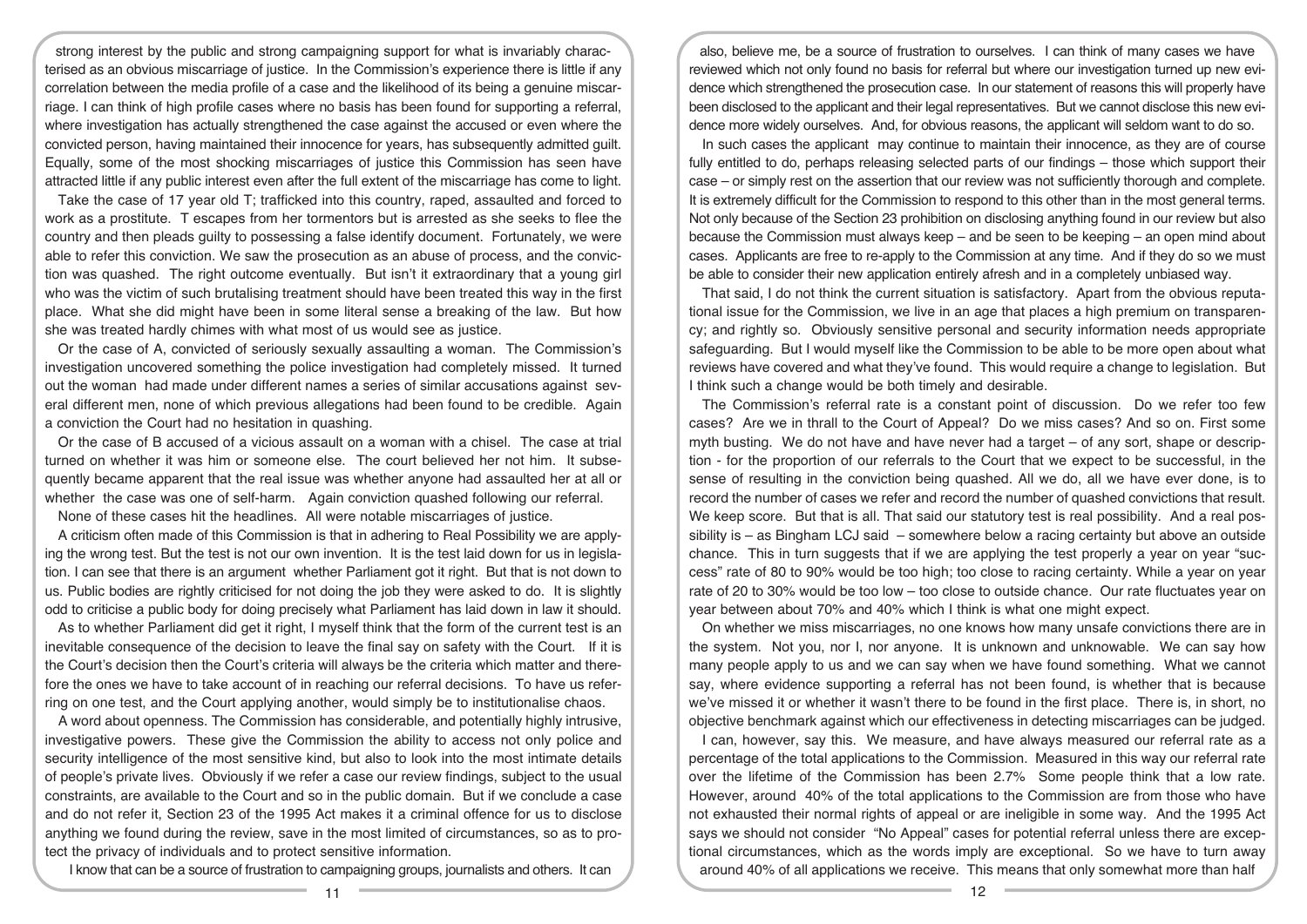strong interest by the public and strong campaigning support for what is invariably characterised as an obvious miscarriage of justice. In the Commission's experience there is little if any correlation between the media profile of a case and the likelihood of its being a genuine miscarriage. I can think of high profile cases where no basis has been found for supporting a referral, where investigation has actually strengthened the case against the accused or even where the convicted person, having maintained their innocence for years, has subsequently admitted guilt. Equally, some of the most shocking miscarriages of justice this Commission has seen have attracted little if any public interest even after the full extent of the miscarriage has come to light.

Take the case of 17 year old T; trafficked into this country, raped, assaulted and forced to work as a prostitute. T escapes from her tormentors but is arrested as she seeks to flee the country and then pleads guilty to possessing a false identify document. Fortunately, we were able to refer this conviction. We saw the prosecution as an abuse of process, and the conviction was quashed. The right outcome eventually. But isn't it extraordinary that a young girl who was the victim of such brutalising treatment should have been treated this way in the first place. What she did might have been in some literal sense a breaking of the law. But how she was treated hardly chimes with what most of us would see as justice.

Or the case of A, convicted of seriously sexually assaulting a woman. The Commission's investigation uncovered something the police investigation had completely missed. It turned out the woman had made under different names a series of similar accusations against several different men, none of which previous allegations had been found to be credible. Again a conviction the Court had no hesitation in quashing.

Or the case of B accused of a vicious assault on a woman with a chisel. The case at trial turned on whether it was him or someone else. The court believed her not him. It subsequently became apparent that the real issue was whether anyone had assaulted her at all or whether the case was one of self-harm. Again conviction quashed following our referral.

None of these cases hit the headlines. All were notable miscarriages of justice.

A criticism often made of this Commission is that in adhering to Real Possibility we are applying the wrong test. But the test is not our own invention. It is the test laid down for us in legislation. I can see that there is an argument whether Parliament got it right. But that is not down to us. Public bodies are rightly criticised for not doing the job they were asked to do. It is slightly odd to criticise a public body for doing precisely what Parliament has laid down in law it should.

As to whether Parliament did get it right, I myself think that the form of the current test is an inevitable consequence of the decision to leave the final say on safety with the Court. If it is the Court's decision then the Court's criteria will always be the criteria which matter and therefore the ones we have to take account of in reaching our referral decisions. To have us referring on one test, and the Court applying another, would simply be to institutionalise chaos.

A word about openness. The Commission has considerable, and potentially highly intrusive, investigative powers. These give the Commission the ability to access not only police and security intelligence of the most sensitive kind, but also to look into the most intimate details of people's private lives. Obviously if we refer a case our review findings, subject to the usual constraints, are available to the Court and so in the public domain. But if we conclude a case and do not refer it, Section 23 of the 1995 Act makes it a criminal offence for us to disclose anything we found during the review, save in the most limited of circumstances, so as to protect the privacy of individuals and to protect sensitive information.

I know that can be a source of frustration to campaigning groups, journalists and others. It can also, believe me, be a source of frustration to ourselves. I can think of many cases we have reviewed which not only found no basis for referral but where our investigation turned up new evidence which strengthened the prosecution case. In our statement of reasons this will properly have been disclosed to the applicant and their legal representatives. But we cannot disclose this new evidence more widely ourselves. And, for obvious reasons, the applicant will seldom want to do so.

In such cases the applicant may continue to maintain their innocence, as they are of course fully entitled to do, perhaps releasing selected parts of our findings – those which support their case – or simply rest on the assertion that our review was not sufficiently thorough and complete. It is extremely difficult for the Commission to respond to this other than in the most general terms. Not only because of the Section 23 prohibition on disclosing anything found in our review but also because the Commission must always keep – and be seen to be keeping – an open mind about cases. Applicants are free to re-apply to the Commission at any time. And if they do so we must be able to consider their new application entirely afresh and in a completely unbiased way.

That said, I do not think the current situation is satisfactory. Apart from the obvious reputational issue for the Commission, we live in an age that places a high premium on transparency; and rightly so. Obviously sensitive personal and security information needs appropriate safeguarding. But I would myself like the Commission to be able to be more open about what reviews have covered and what they've found. This would require a change to legislation. But I think such a change would be both timely and desirable.

The Commission's referral rate is a constant point of discussion. Do we refer too few cases? Are we in thrall to the Court of Appeal? Do we miss cases? And so on. First some myth busting. We do not have and have never had a target – of any sort, shape or description - for the proportion of our referrals to the Court that we expect to be successful, in the sense of resulting in the conviction being quashed. All we do, all we have ever done, is to record the number of cases we refer and record the number of quashed convictions that result. We keep score. But that is all. That said our statutory test is real possibility. And a real possibility is – as Bingham LCJ said – somewhere below a racing certainty but above an outside chance. This in turn suggests that if we are applying the test properly a year on year "success" rate of 80 to 90% would be too high; too close to racing certainty. While a year on year rate of 20 to 30% would be too low – too close to outside chance. Our rate fluctuates year on year between about 70% and 40% which I think is what one might expect.

On whether we miss miscarriages, no one knows how many unsafe convictions there are in the system. Not you, nor I, nor anyone. It is unknown and unknowable. We can say how many people apply to us and we can say when we have found something. What we cannot say, where evidence supporting a referral has not been found, is whether that is because we've missed it or whether it wasn't there to be found in the first place. There is, in short, no objective benchmark against which our effectiveness in detecting miscarriages can be judged.

I can, however, say this. We measure, and have always measured our referral rate as a percentage of the total applications to the Commission. Measured in this way our referral rate over the lifetime of the Commission has been 2.7% Some people think that a low rate. However, around 40% of the total applications to the Commission are from those who have not exhausted their normal rights of appeal or are ineligible in some way. And the 1995 Act says we should not consider "No Appeal" cases for potential referral unless there are exceptional circumstances, which as the words imply are exceptional. So we have to turn away around 40% of all applications we receive. This means that only somewhat more than half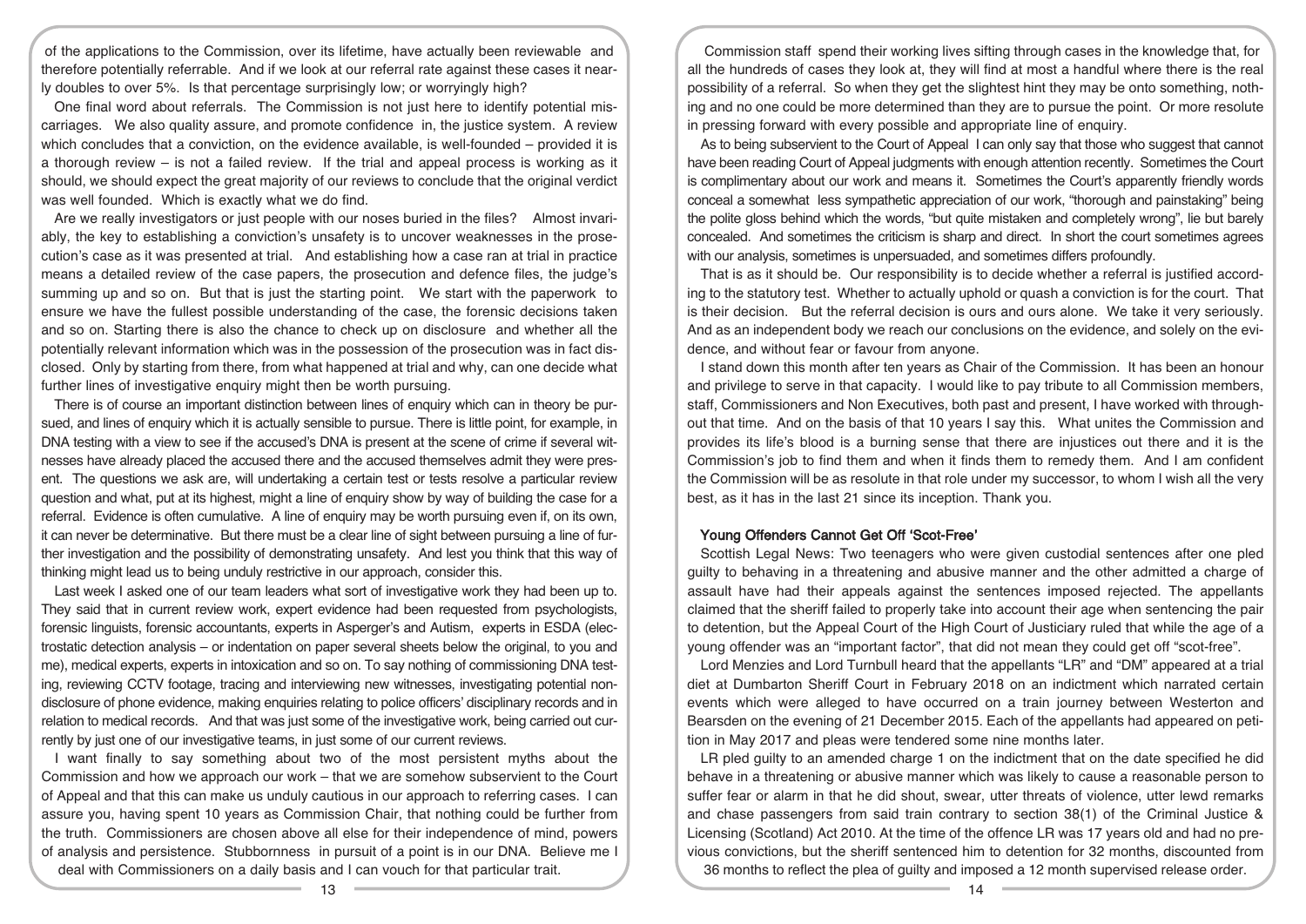of the applications to the Commission, over its lifetime, have actually been reviewable and therefore potentially referrable. And if we look at our referral rate against these cases it nearly doubles to over 5%. Is that percentage surprisingly low; or worryingly high?

One final word about referrals. The Commission is not just here to identify potential miscarriages. We also quality assure, and promote confidence in, the justice system. A review which concludes that a conviction, on the evidence available, is well-founded – provided it is a thorough review – is not a failed review. If the trial and appeal process is working as it should, we should expect the great majority of our reviews to conclude that the original verdict was well founded. Which is exactly what we do find.

Are we really investigators or just people with our noses buried in the files? Almost invariably, the key to establishing a conviction's unsafety is to uncover weaknesses in the prosecution's case as it was presented at trial. And establishing how a case ran at trial in practice means a detailed review of the case papers, the prosecution and defence files, the judge's summing up and so on. But that is just the starting point. We start with the paperwork to ensure we have the fullest possible understanding of the case, the forensic decisions taken and so on. Starting there is also the chance to check up on disclosure and whether all the potentially relevant information which was in the possession of the prosecution was in fact disclosed. Only by starting from there, from what happened at trial and why, can one decide what further lines of investigative enquiry might then be worth pursuing.

There is of course an important distinction between lines of enquiry which can in theory be pursued, and lines of enquiry which it is actually sensible to pursue. There is little point, for example, in DNA testing with a view to see if the accused's DNA is present at the scene of crime if several witnesses have already placed the accused there and the accused themselves admit they were present. The questions we ask are, will undertaking a certain test or tests resolve a particular review question and what, put at its highest, might a line of enquiry show by way of building the case for a referral. Evidence is often cumulative. A line of enquiry may be worth pursuing even if, on its own, it can never be determinative. But there must be a clear line of sight between pursuing a line of further investigation and the possibility of demonstrating unsafety. And lest you think that this way of thinking might lead us to being unduly restrictive in our approach, consider this.

Last week I asked one of our team leaders what sort of investigative work they had been up to. They said that in current review work, expert evidence had been requested from psychologists, forensic linguists, forensic accountants, experts in Asperger's and Autism, experts in ESDA (electrostatic detection analysis – or indentation on paper several sheets below the original, to you and me), medical experts, experts in intoxication and so on. To say nothing of commissioning DNA testing, reviewing CCTV footage, tracing and interviewing new witnesses, investigating potential non-disclosure of phone evidence, making enquiries relating to police officers' disciplinary records and in relation to medical records. And that was just some of the investigative work, being carried out currently by just one of our investigative teams, in just some of our current reviews.

I want finally to say something about two of the most persistent myths about the Commission and how we approach our work – that we are somehow subservient to the Court of Appeal and that this can make us unduly cautious in our approach to referring cases. I can assure you, having spent 10 years as Commission Chair, that nothing could be further from the truth. Commissioners are chosen above all else for their independence of mind, powers of analysis and persistence. Stubbornness in pursuit of a point is in our DNA. Believe me I deal with Commissioners on a daily basis and I can vouch for that particular trait.

Commission staff spend their working lives sifting through cases in the knowledge that, for all the hundreds of cases they look at, they will find at most a handful where there is the real possibility of a referral. So when they get the slightest hint they may be onto something, nothing and no one could be more determined than they are to pursue the point. Or more resolute in pressing forward with every possible and appropriate line of enquiry.

As to being subservient to the Court of Appeal I can only say that those who suggest that cannot have been reading Court of Appeal judgments with enough attention recently. Sometimes the Court is complimentary about our work and means it. Sometimes the Court's apparently friendly words conceal a somewhat less sympathetic appreciation of our work, "thorough and painstaking" being the polite gloss behind which the words, "but quite mistaken and completely wrong", lie but barely concealed. And sometimes the criticism is sharp and direct. In short the court sometimes agrees with our analysis, sometimes is unpersuaded, and sometimes differs profoundly.

That is as it should be. Our responsibility is to decide whether a referral is justified according to the statutory test. Whether to actually uphold or quash a conviction is for the court. That is their decision. But the referral decision is ours and ours alone. We take it very seriously. And as an independent body we reach our conclusions on the evidence, and solely on the evidence, and without fear or favour from anyone.

I stand down this month after ten years as Chair of the Commission. It has been an honour and privilege to serve in that capacity. I would like to pay tribute to all Commission members, staff, Commissioners and Non Executives, both past and present, I have worked with throughout that time. And on the basis of that 10 years I say this. What unites the Commission and provides its life's blood is a burning sense that there are injustices out there and it is the Commission's job to find them and when it finds them to remedy them. And I am confident the Commission will be as resolute in that role under my successor, to whom I wish all the very best, as it has in the last 21 since its inception. Thank you.

## Young Offenders Cannot Get Off 'Scot-Free'

Scottish Legal News: Two teenagers who were given custodial sentences after one pled guilty to behaving in a threatening and abusive manner and the other admitted a charge of assault have had their appeals against the sentences imposed rejected. The appellants claimed that the sheriff failed to properly take into account their age when sentencing the pair to detention, but the Appeal Court of the High Court of Justiciary ruled that while the age of a young offender was an "important factor", that did not mean they could get off "scot-free".

Lord Menzies and Lord Turnbull heard that the appellants "LR" and "DM" appeared at a trial diet at Dumbarton Sheriff Court in February 2018 on an indictment which narrated certain events which were alleged to have occurred on a train journey between Westerton and Bearsden on the evening of 21 December 2015. Each of the appellants had appeared on petition in May 2017 and pleas were tendered some nine months later.

LR pled guilty to an amended charge 1 on the indictment that on the date specified he did behave in a threatening or abusive manner which was likely to cause a reasonable person to suffer fear or alarm in that he did shout, swear, utter threats of violence, utter lewd remarks and chase passengers from said train contrary to section 38(1) of the Criminal Justice & Licensing (Scotland) Act 2010. At the time of the offence LR was 17 years old and had no previous convictions, but the sheriff sentenced him to detention for 32 months, discounted from 36 months to reflect the plea of guilty and imposed a 12 month supervised release order.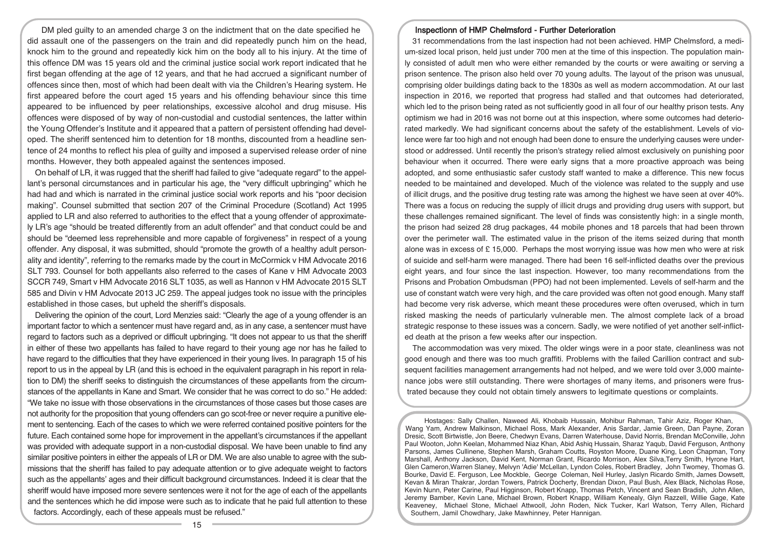DM pled guilty to an amended charge 3 on the indictment that on the date specified he did assault one of the passengers on the train and did repeatedly punch him on the head, knock him to the ground and repeatedly kick him on the body all to his injury. At the time of this offence DM was 15 years old and the criminal justice social work report indicated that he first began offending at the age of 12 years, and that he had accrued a significant number of offences since then, most of which had been dealt with via the Children's Hearing system. He first appeared before the court aged 15 years and his offending behaviour since this time appeared to be influenced by peer relationships, excessive alcohol and drug misuse. His offences were disposed of by way of non-custodial and custodial sentences, the latter within the Young Offender's Institute and it appeared that a pattern of persistent offending had developed. The sheriff sentenced him to detention for 18 months, discounted from a headline sentence of 24 months to reflect his plea of guilty and imposed a supervised release order of nine months. However, they both appealed against the sentences imposed.

On behalf of LR, it was rugged that the sheriff had failed to give "adequate regard" to the appellant's personal circumstances and in particular his age, the "very difficult upbringing" which he had had and which is narrated in the criminal justice social work reports and his "poor decision making". Counsel submitted that section 207 of the Criminal Procedure (Scotland) Act 1995 applied to LR and also referred to authorities to the effect that a young offender of approximately LR's age "should be treated differently from an adult offender" and that conduct could be and should be "deemed less reprehensible and more capable of forgiveness" in respect of a young offender. Any disposal, it was submitted, should "promote the growth of a healthy adult personality and identity", referring to the remarks made by the court in McCormick v HM Advocate 2016 SLT 793. Counsel for both appellants also referred to the cases of Kane v HM Advocate 2003 SCCR 749, Smart v HM Advocate 2016 SLT 1035, as well as Hannon v HM Advocate 2015 SLT 585 and Divin v HM Advocate 2013 JC 259. The appeal judges took no issue with the principles established in those cases, but upheld the sheriff's disposals.

Delivering the opinion of the court, Lord Menzies said: "Clearly the age of a young offender is an important factor to which a sentencer must have regard and, as in any case, a sentencer must have regard to factors such as a deprived or difficult upbringing. "It does not appear to us that the sheriff in either of these two appellants has failed to have regard to their young age nor has he failed to have regard to the difficulties that they have experienced in their young lives. In paragraph 15 of his report to us in the appeal by LR (and this is echoed in the equivalent paragraph in his report in relation to DM) the sheriff seeks to distinguish the circumstances of these appellants from the circumstances of the appellants in Kane and Smart. We consider that he was correct to do so." He added: "We take no issue with those observations in the circumstances of those cases but those cases are not authority for the proposition that young offenders can go scot-free or never require a punitive element to sentencing. Each of the cases to which we were referred contained positive pointers for the future. Each contained some hope for improvement in the appellant's circumstances if the appellant was provided with adequate support in a non-custodial disposal. We have been unable to find any similar positive pointers in either the appeals of LR or DM. We are also unable to agree with the submissions that the sheriff has failed to pay adequate attention or to give adequate weight to factors such as the appellants' ages and their difficult background circumstances. Indeed it is clear that the sheriff would have imposed more severe sentences were it not for the age of each of the appellants and the sentences which he did impose were such as to indicate that he paid full attention to these factors. Accordingly, each of these appeals must be refused."

## Inspectionn of HMP Chelmsford - Further Deterioration

31 recommendations from the last inspection had not been achieved. HMP Chelmsford, a medium-sized local prison, held just under 700 men at the time of this inspection. The population mainly consisted of adult men who were either remanded by the courts or were awaiting or serving a prison sentence. The prison also held over 70 young adults. The layout of the prison was unusual, comprising older buildings dating back to the 1830s as well as modern accommodation. At our last inspection in 2016, we reported that progress had stalled and that outcomes had deteriorated, which led to the prison being rated as not sufficiently good in all four of our healthy prison tests. Any optimism we had in 2016 was not borne out at this inspection, where some outcomes had deteriorated markedly. We had significant concerns about the safety of the establishment. Levels of violence were far too high and not enough had been done to ensure the underlying causes were understood or addressed. Until recently the prison's strategy relied almost exclusively on punishing poor behaviour when it occurred. There were early signs that a more proactive approach was being adopted, and some enthusiastic safer custody staff wanted to make a difference. This new focus needed to be maintained and developed. Much of the violence was related to the supply and use of illicit drugs, and the positive drug testing rate was among the highest we have seen at over 40%. There was a focus on reducing the supply of illicit drugs and providing drug users with support, but these challenges remained significant. The level of finds was consistently high: in a single month, the prison had seized 28 drug packages, 44 mobile phones and 18 parcels that had been thrown over the perimeter wall. The estimated value in the prison of the items seized during that month alone was in excess of £ 15,000. Perhaps the most worrying issue was how men who were at risk of suicide and self-harm were managed. There had been 16 self-inflicted deaths over the previous eight years, and four since the last inspection. However, too many recommendations from the Prisons and Probation Ombudsman (PPO) had not been implemented. Levels of self-harm and the use of constant watch were very high, and the care provided was often not good enough. Many staff had become very risk adverse, which meant these procedures were often overused, which in turn risked masking the needs of particularly vulnerable men. The almost complete lack of a broad strategic response to these issues was a concern. Sadly, we were notified of yet another self-inflicted death at the prison a few weeks after our inspection.

The accommodation was very mixed. The older wings were in a poor state, cleanliness was not good enough and there was too much graffiti. Problems with the failed Carillion contract and subsequent facilities management arrangements had not helped, and we were told over 3,000 maintenance jobs were still outstanding. There were shortages of many items, and prisoners were frustrated because they could not obtain timely answers to legitimate questions or complaints.

Hostages: Sally Challen, Naweed Ali, Khobaib Hussain, Mohibur Rahman, Tahir Aziz, Roger Khan, Wang Yam, Andrew Malkinson, Michael Ross, Mark Alexander, Anis Sardar, Jamie Green, Dan Payne, Zoran Dresic, Scott Birtwistle, Jon Beere, Chedwyn Evans, Darren Waterhouse, David Norris, Brendan McConville, John Paul Wooton, John Keelan, Mohammed Niaz Khan, Abid Ashiq Hussain, Sharaz Yaqub, David Ferguson, Anthony Parsons, James Cullinene, Stephen Marsh, Graham Coutts, Royston Moore, Duane King, Leon Chapman, Tony Marshall, Anthony Jackson, David Kent, Norman Grant, Ricardo Morrison, Alex Silva,Terry Smith, Hyrone Hart, Glen Cameron,Warren Slaney, Melvyn 'Adie' McLellan, Lyndon Coles, Robert Bradley, John Twomey, Thomas G. Bourke, David E. Ferguson, Lee Mockble, George Coleman, Neil Hurley, Jaslyn Ricardo Smith, James Dowsett, Kevan & Miran Thakrar, Jordan Towers, Patrick Docherty, Brendan Dixon, Paul Bush, Alex Black, Nicholas Rose, Kevin Nunn, Peter Carine, Paul Higginson, Robert Knapp, Thomas Petch, Vincent and Sean Bradish, John Allen, Jeremy Bamber, Kevin Lane, Michael Brown, Robert Knapp, William Kenealy, Glyn Razzell, Willie Gage, Kate Keaveney, Michael Stone, Michael Attwooll, John Roden, Nick Tucker, Karl Watson, Terry Allen, Richard Southern, Jamil Chowdhary, Jake Mawhinney, Peter Hannigan.